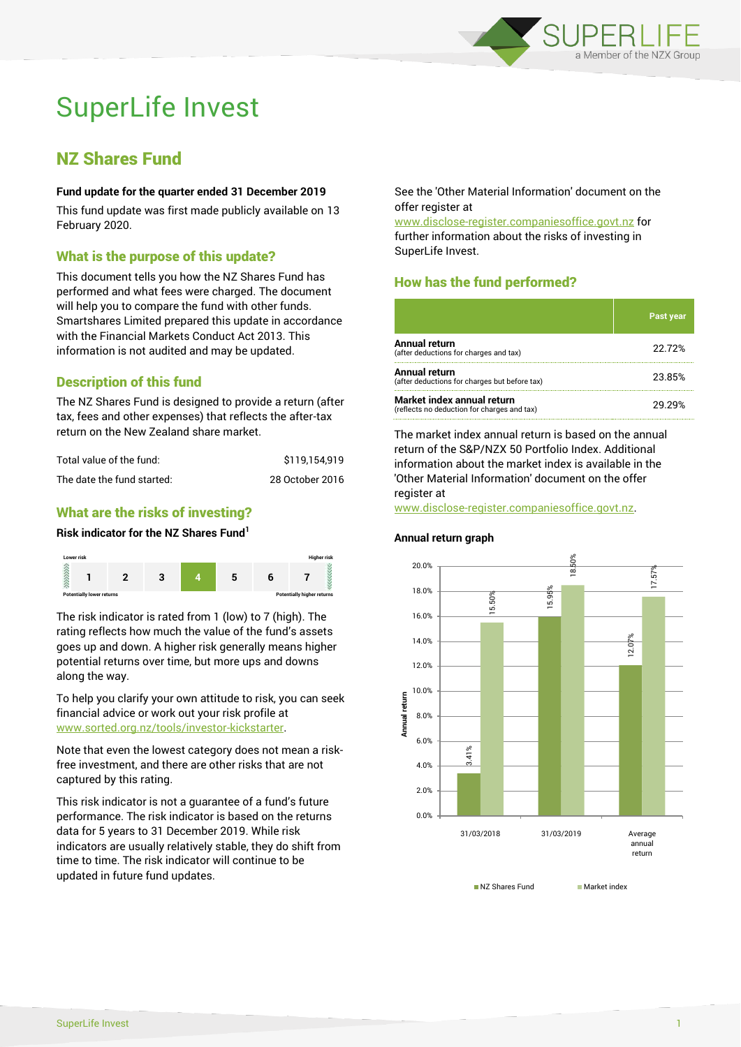# SuperLife Invest

## NZ Shares Fund

**Fund update for the quarter ended 31 December 2019**

This fund update was first made publicly available on 13 February 2020.

### What is the purpose of this update?

This document tells you how the NZ Shares Fund has performed and what fees were charged. The document will help you to compare the fund with other funds. Smartshares Limited prepared this update in accordance with the Financial Markets Conduct Act 2013. This information is not audited and may be updated.

### Description of this fund

The NZ Shares Fund is designed to provide a return (after tax, fees and other expenses) that reflects the after-tax return on the New Zealand share market.

| | |
|---|---|
| Total value of the fund: | $119,154,919 |
| The date the fund started: | 28 October 2016 |

### What are the risks of investing?

**Risk indicator for the NZ Shares Fund[1]**

| Lower risk | | | | | | Higher risk |
|---|---|---|---|---|---|---|
| 1 | 2 | 3 | **4** | 5 | 6 | 7 |
| Potentially lower returns | | | | | | Potentially higher returns |

The risk indicator is rated from 1 (low) to 7 (high). The rating reflects how much the value of the fund's assets goes up and down. A higher risk generally means higher potential returns over time, but more ups and downs along the way.

To help you clarify your own attitude to risk, you can seek financial advice or work out your risk profile at www.sorted.org.nz/tools/investor-kickstarter.

Note that even the lowest category does not mean a risk-free investment, and there are other risks that are not captured by this rating.

This risk indicator is not a guarantee of a fund's future performance. The risk indicator is based on the returns data for 5 years to 31 December 2019. While risk indicators are usually relatively stable, they do shift from time to time. The risk indicator will continue to be updated in future fund updates.

See the 'Other Material Information' document on the offer register at www.disclose-register.companiesoffice.govt.nz for further information about the risks of investing in SuperLife Invest.

### How has the fund performed?

| | Past year |
|---|---|
| **Annual return** (after deductions for charges and tax) | 22.72% |
| **Annual return** (after deductions for charges but before tax) | 23.85% |
| **Market index annual return** (reflects no deduction for charges and tax) | 29.29% |

The market index annual return is based on the annual return of the S&P/NZX 50 Portfolio Index. Additional information about the market index is available in the 'Other Material Information' document on the offer register at www.disclose-register.companiesoffice.govt.nz.

**Annual return graph**

| | NZ Shares Fund | Market index |
|---|---|---|
| 31/03/2018 | 3.41% | 15.50% |
| 31/03/2019 | 15.95% | 18.50% |
| Average annual return | 12.07% | 17.57% |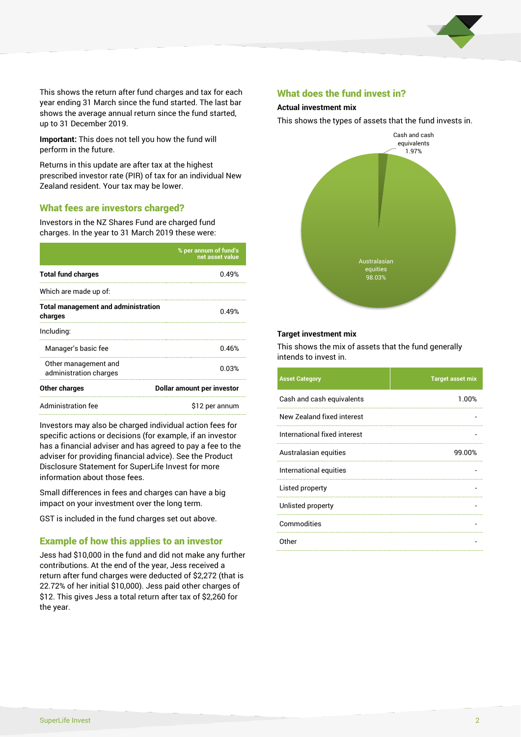This shows the return after fund charges and tax for each year ending 31 March since the fund started. The last bar shows the average annual return since the fund started, up to 31 December 2019.

**Important:** This does not tell you how the fund will perform in the future.

Returns in this update are after tax at the highest prescribed investor rate (PIR) of tax for an individual New Zealand resident. Your tax may be lower.

## What fees are investors charged?

Investors in the NZ Shares Fund are charged fund charges. In the year to 31 March 2019 these were:

| | % per annum of fund's net asset value |
|---|---|
| **Total fund charges** | 0.49% |
| Which are made up of: | |
| **Total management and administration charges** | 0.49% |
| Including: | |
| Manager's basic fee | 0.46% |
| Other management and administration charges | 0.03% |
| **Other charges** | **Dollar amount per investor** |
| Administration fee | $12 per annum |

Investors may also be charged individual action fees for specific actions or decisions (for example, if an investor has a financial adviser and has agreed to pay a fee to the adviser for providing financial advice). See the Product Disclosure Statement for SuperLife Invest for more information about those fees.

Small differences in fees and charges can have a big impact on your investment over the long term.

GST is included in the fund charges set out above.

## Example of how this applies to an investor

Jess had $10,000 in the fund and did not make any further contributions. At the end of the year, Jess received a return after fund charges were deducted of $2,272 (that is 22.72% of her initial $10,000). Jess paid other charges of $12. This gives Jess a total return after tax of $2,260 for the year.

## What does the fund invest in?

### Actual investment mix

This shows the types of assets that the fund invests in.

- Cash and cash equivalents: 1.97%
- Australasian equities: 98.03%

### Target investment mix

This shows the mix of assets that the fund generally intends to invest in.

| Asset Category | Target asset mix |
|---|---|
| Cash and cash equivalents | 1.00% |
| New Zealand fixed interest | - |
| International fixed interest | - |
| Australasian equities | 99.00% |
| International equities | - |
| Listed property | - |
| Unlisted property | - |
| Commodities | - |
| Other | - |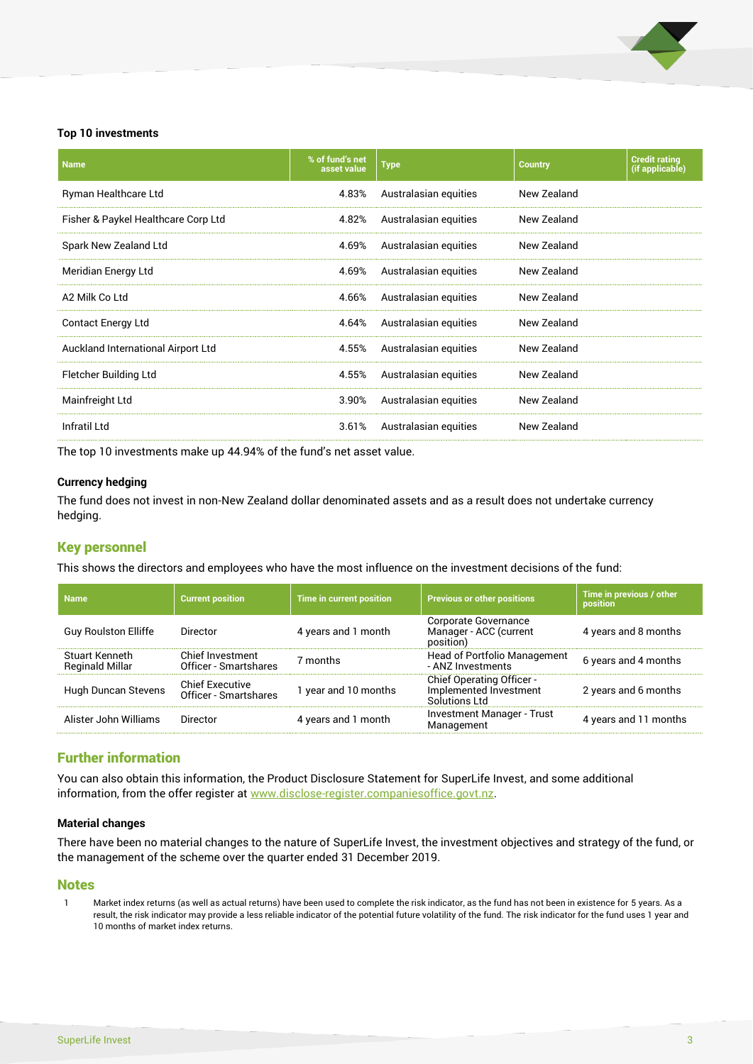### Top 10 investments

| Name | % of fund's net asset value | Type | Country | Credit rating (if applicable) |
|---|---|---|---|---|
| Ryman Healthcare Ltd | 4.83% | Australasian equities | New Zealand | |
| Fisher & Paykel Healthcare Corp Ltd | 4.82% | Australasian equities | New Zealand | |
| Spark New Zealand Ltd | 4.69% | Australasian equities | New Zealand | |
| Meridian Energy Ltd | 4.69% | Australasian equities | New Zealand | |
| A2 Milk Co Ltd | 4.66% | Australasian equities | New Zealand | |
| Contact Energy Ltd | 4.64% | Australasian equities | New Zealand | |
| Auckland International Airport Ltd | 4.55% | Australasian equities | New Zealand | |
| Fletcher Building Ltd | 4.55% | Australasian equities | New Zealand | |
| Mainfreight Ltd | 3.90% | Australasian equities | New Zealand | |
| Infratil Ltd | 3.61% | Australasian equities | New Zealand | |

The top 10 investments make up 44.94% of the fund's net asset value.

#### Currency hedging

The fund does not invest in non-New Zealand dollar denominated assets and as a result does not undertake currency hedging.

## Key personnel

This shows the directors and employees who have the most influence on the investment decisions of the fund:

| Name | Current position | Time in current position | Previous or other positions | Time in previous / other position |
|---|---|---|---|---|
| Guy Roulston Elliffe | Director | 4 years and 1 month | Corporate Governance Manager - ACC (current position) | 4 years and 8 months |
| Stuart Kenneth Reginald Millar | Chief Investment Officer - Smartshares | 7 months | Head of Portfolio Management - ANZ Investments | 6 years and 4 months |
| Hugh Duncan Stevens | Chief Executive Officer - Smartshares | 1 year and 10 months | Chief Operating Officer - Implemented Investment Solutions Ltd | 2 years and 6 months |
| Alister John Williams | Director | 4 years and 1 month | Investment Manager - Trust Management | 4 years and 11 months |

## Further information

You can also obtain this information, the Product Disclosure Statement for SuperLife Invest, and some additional information, from the offer register at www.disclose-register.companiesoffice.govt.nz.

#### Material changes

There have been no material changes to the nature of SuperLife Invest, the investment objectives and strategy of the fund, or the management of the scheme over the quarter ended 31 December 2019.

## Notes

1 Market index returns (as well as actual returns) have been used to complete the risk indicator, as the fund has not been in existence for 5 years. As a result, the risk indicator may provide a less reliable indicator of the potential future volatility of the fund. The risk indicator for the fund uses 1 year and 10 months of market index returns.